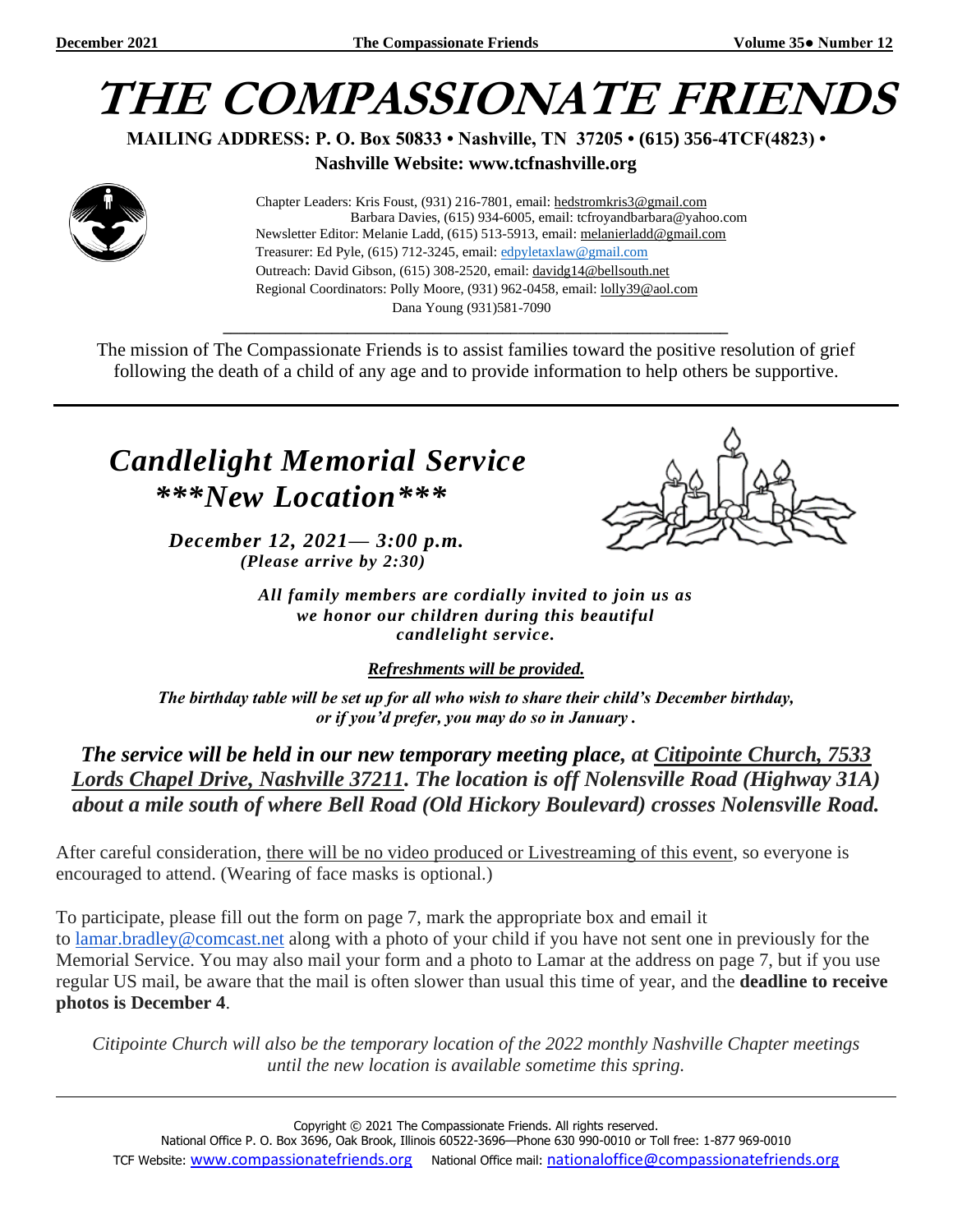# THE COMPASSIONATE FRIENDS

**MAILING ADDRESS: P. O. Box 50833 • Nashville, TN 37205 • (615) 356-4TCF(4823) •**
**Nashville Website: www.tcfnashville.org**

Chapter Leaders: Kris Foust, (931) 216-7801, email: hedstromkris3@gmail.com
Barbara Davies, (615) 934-6005, email: tcfroyandbarbara@yahoo.com
Newsletter Editor: Melanie Ladd, (615) 513-5913, email: melanierladd@gmail.com
Treasurer: Ed Pyle, (615) 712-3245, email: edpyletaxlaw@gmail.com
Outreach: David Gibson, (615) 308-2520, email: davidg14@bellsouth.net
Regional Coordinators: Polly Moore, (931) 962-0458, email: lolly39@aol.com
Dana Young (931)581-7090

The mission of The Compassionate Friends is to assist families toward the positive resolution of grief following the death of a child of any age and to provide information to help others be supportive.

---

## *Candlelight Memorial Service*
## *\*\*\*New Location\*\*\**

***December 12, 2021— 3:00 p.m.***
***(Please arrive by 2:30)***

***All family members are cordially invited to join us as we honor our children during this beautiful candlelight service.***

***Refreshments will be provided.***

***The birthday table will be set up for all who wish to share their child's December birthday, or if you'd prefer, you may do so in January .***

***The service will be held in our new temporary meeting place, at Citipointe Church, 7533 Lords Chapel Drive, Nashville 37211. The location is off Nolensville Road (Highway 31A) about a mile south of where Bell Road (Old Hickory Boulevard) crosses Nolensville Road.***

After careful consideration, there will be no video produced or Livestreaming of this event, so everyone is encouraged to attend. (Wearing of face masks is optional.)

To participate, please fill out the form on page 7, mark the appropriate box and email it to lamar.bradley@comcast.net along with a photo of your child if you have not sent one in previously for the Memorial Service. You may also mail your form and a photo to Lamar at the address on page 7, but if you use regular US mail, be aware that the mail is often slower than usual this time of year, and the **deadline to receive photos is December 4**.

*Citipointe Church will also be the temporary location of the 2022 monthly Nashville Chapter meetings until the new location is available sometime this spring.*

---

Copyright © 2021 The Compassionate Friends. All rights reserved.
National Office P. O. Box 3696, Oak Brook, Illinois 60522-3696—Phone 630 990-0010 or Toll free: 1-877 969-0010
TCF Website: www.compassionatefriends.org National Office mail: nationaloffice@compassionatefriends.org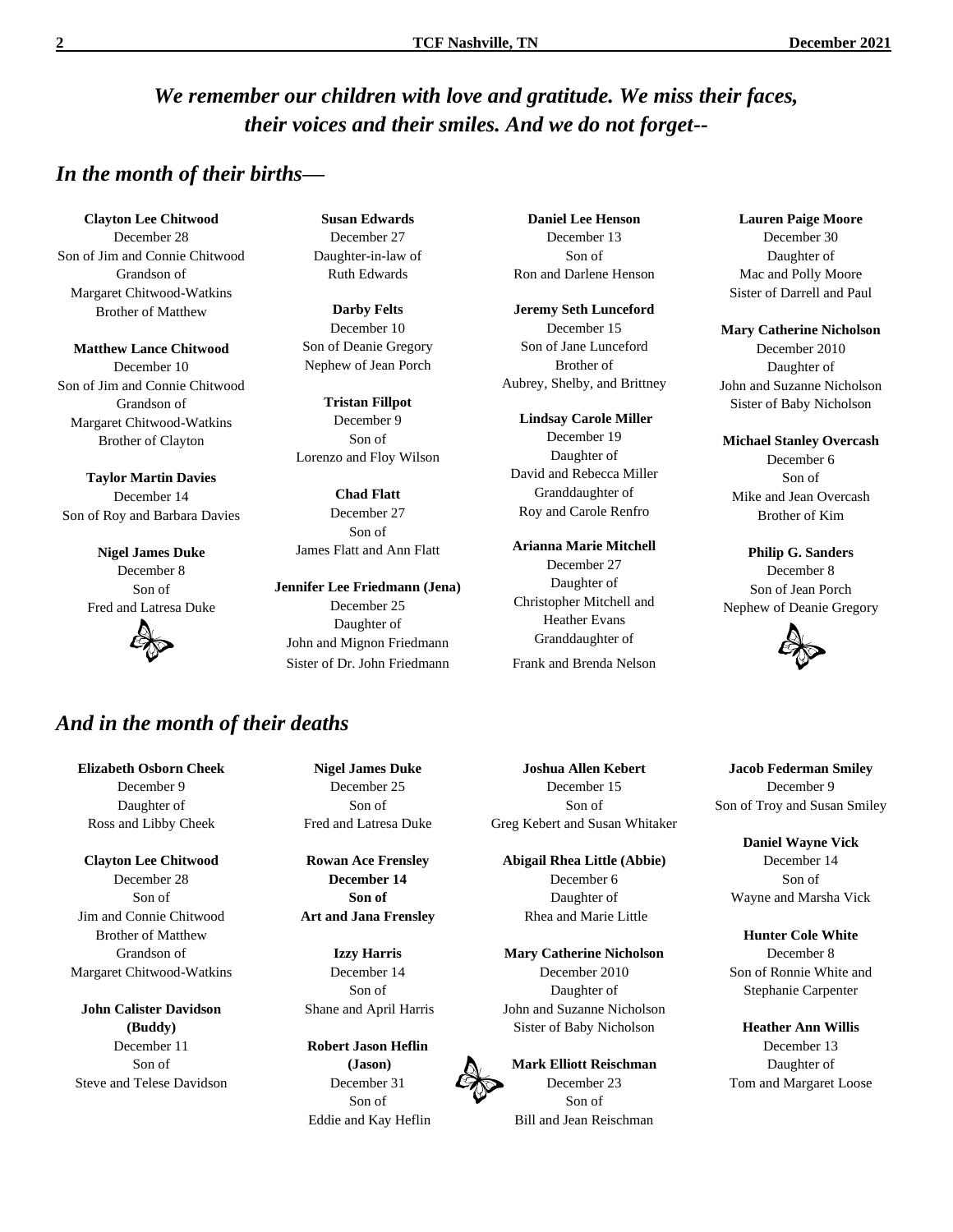*We remember our children with love and gratitude. We miss their faces, their voices and their smiles. And we do not forget--*

## *In the month of their births—*

**Clayton Lee Chitwood**
December 28
Son of Jim and Connie Chitwood
Grandson of
Margaret Chitwood-Watkins
Brother of Matthew

**Matthew Lance Chitwood**
December 10
Son of Jim and Connie Chitwood
Grandson of
Margaret Chitwood-Watkins
Brother of Clayton

**Taylor Martin Davies**
December 14
Son of Roy and Barbara Davies

**Nigel James Duke**
December 8
Son of
Fred and Latresa Duke

**Susan Edwards**
December 27
Daughter-in-law of
Ruth Edwards

**Darby Felts**
December 10
Son of Deanie Gregory
Nephew of Jean Porch

**Tristan Fillpot**
December 9
Son of
Lorenzo and Floy Wilson

**Chad Flatt**
December 27
Son of
James Flatt and Ann Flatt

**Jennifer Lee Friedmann (Jena)**
December 25
Daughter of
John and Mignon Friedmann
Sister of Dr. John Friedmann

**Daniel Lee Henson**
December 13
Son of
Ron and Darlene Henson

**Jeremy Seth Lunceford**
December 15
Son of Jane Lunceford
Brother of
Aubrey, Shelby, and Brittney

**Lindsay Carole Miller**
December 19
Daughter of
David and Rebecca Miller
Granddaughter of
Roy and Carole Renfro

**Arianna Marie Mitchell**
December 27
Daughter of
Christopher Mitchell and
Heather Evans
Granddaughter of
Frank and Brenda Nelson

**Lauren Paige Moore**
December 30
Daughter of
Mac and Polly Moore
Sister of Darrell and Paul

**Mary Catherine Nicholson**
December 2010
Daughter of
John and Suzanne Nicholson
Sister of Baby Nicholson

**Michael Stanley Overcash**
December 6
Son of
Mike and Jean Overcash
Brother of Kim

**Philip G. Sanders**
December 8
Son of Jean Porch
Nephew of Deanie Gregory

## *And in the month of their deaths*

**Elizabeth Osborn Cheek**
December 9
Daughter of
Ross and Libby Cheek

**Clayton Lee Chitwood**
December 28
Son of
Jim and Connie Chitwood
Brother of Matthew
Grandson of
Margaret Chitwood-Watkins

**John Calister Davidson (Buddy)**
December 11
Son of
Steve and Telese Davidson

**Nigel James Duke**
December 25
Son of
Fred and Latresa Duke

**Rowan Ace Frensley**
**December 14**
**Son of**
**Art and Jana Frensley**

**Izzy Harris**
December 14
Son of
Shane and April Harris

**Robert Jason Heflin (Jason)**
December 31
Son of
Eddie and Kay Heflin

**Joshua Allen Kebert**
December 15
Son of
Greg Kebert and Susan Whitaker

**Abigail Rhea Little (Abbie)**
December 6
Daughter of
Rhea and Marie Little

**Mary Catherine Nicholson**
December 2010
Daughter of
John and Suzanne Nicholson
Sister of Baby Nicholson

**Mark Elliott Reischman**
December 23
Son of
Bill and Jean Reischman

**Jacob Federman Smiley**
December 9
Son of Troy and Susan Smiley

**Daniel Wayne Vick**
December 14
Son of
Wayne and Marsha Vick

**Hunter Cole White**
December 8
Son of Ronnie White and
Stephanie Carpenter

**Heather Ann Willis**
December 13
Daughter of
Tom and Margaret Loose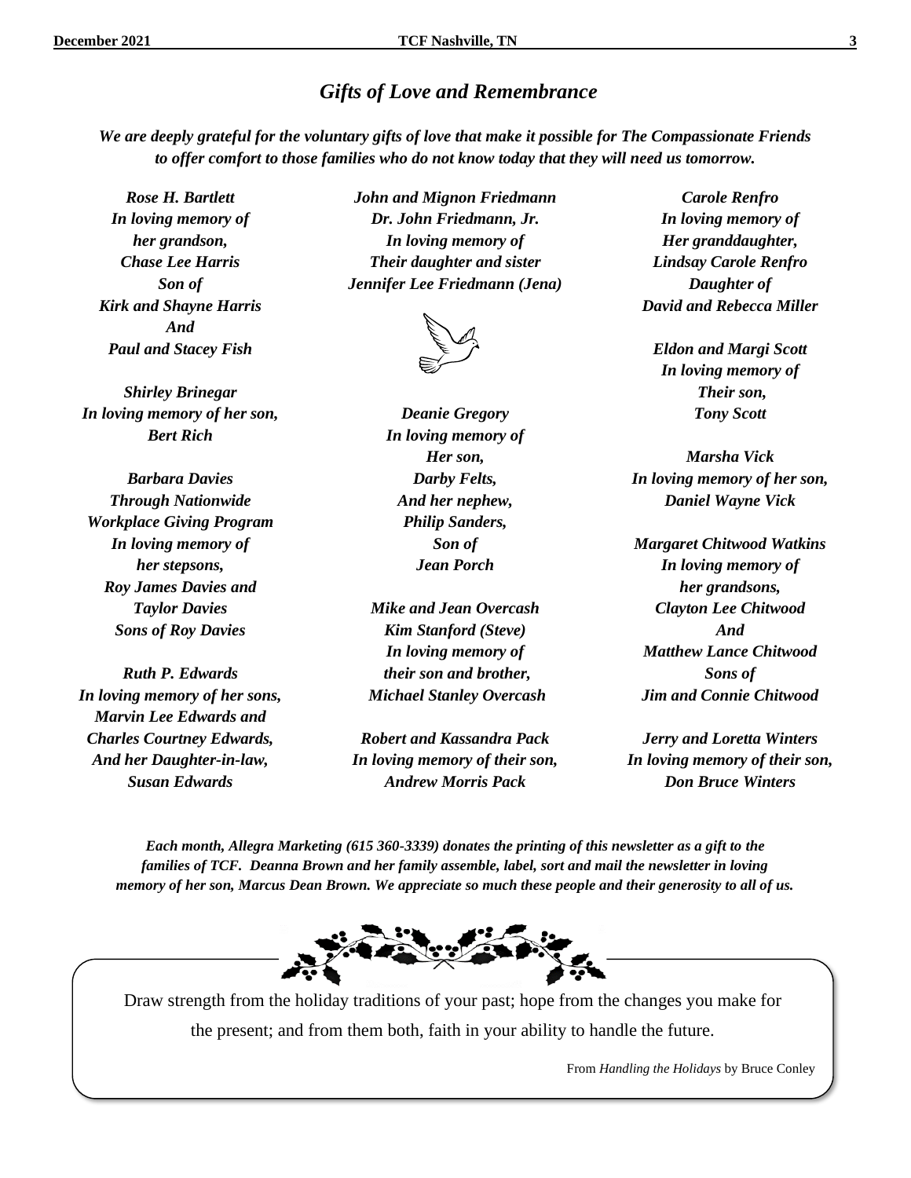## *Gifts of Love and Remembrance*

***We are deeply grateful for the voluntary gifts of love that make it possible for The Compassionate Friends to offer comfort to those families who do not know today that they will need us tomorrow.***

***Rose H. Bartlett***
***In loving memory of***
***her grandson,***
***Chase Lee Harris***
***Son of***
***Kirk and Shayne Harris***
***And***
***Paul and Stacey Fish***

***Shirley Brinegar***
***In loving memory of her son,***
***Bert Rich***

***Barbara Davies***
***Through Nationwide***
***Workplace Giving Program***
***In loving memory of***
***her stepsons,***
***Roy James Davies and***
***Taylor Davies***
***Sons of Roy Davies***

***Ruth P. Edwards***
***In loving memory of her sons,***
***Marvin Lee Edwards and***
***Charles Courtney Edwards,***
***And her Daughter-in-law,***
***Susan Edwards***

***John and Mignon Friedmann***
***Dr. John Friedmann, Jr.***
***In loving memory of***
***Their daughter and sister***
***Jennifer Lee Friedmann (Jena)***

***Deanie Gregory***
***In loving memory of***
***Her son,***
***Darby Felts,***
***And her nephew,***
***Philip Sanders,***
***Son of***
***Jean Porch***

***Mike and Jean Overcash***
***Kim Stanford (Steve)***
***In loving memory of***
***their son and brother,***
***Michael Stanley Overcash***

***Robert and Kassandra Pack***
***In loving memory of their son,***
***Andrew Morris Pack***

***Carole Renfro***
***In loving memory of***
***Her granddaughter,***
***Lindsay Carole Renfro***
***Daughter of***
***David and Rebecca Miller***

***Eldon and Margi Scott***
***In loving memory of***
***Their son,***
***Tony Scott***

***Marsha Vick***
***In loving memory of her son,***
***Daniel Wayne Vick***

***Margaret Chitwood Watkins***
***In loving memory of***
***her grandsons,***
***Clayton Lee Chitwood***
***And***
***Matthew Lance Chitwood***
***Sons of***
***Jim and Connie Chitwood***

***Jerry and Loretta Winters***
***In loving memory of their son,***
***Don Bruce Winters***

***Each month, Allegra Marketing (615 360-3339) donates the printing of this newsletter as a gift to the families of TCF. Deanna Brown and her family assemble, label, sort and mail the newsletter in loving memory of her son, Marcus Dean Brown. We appreciate so much these people and their generosity to all of us.***

Draw strength from the holiday traditions of your past; hope from the changes you make for the present; and from them both, faith in your ability to handle the future.

From *Handling the Holidays* by Bruce Conley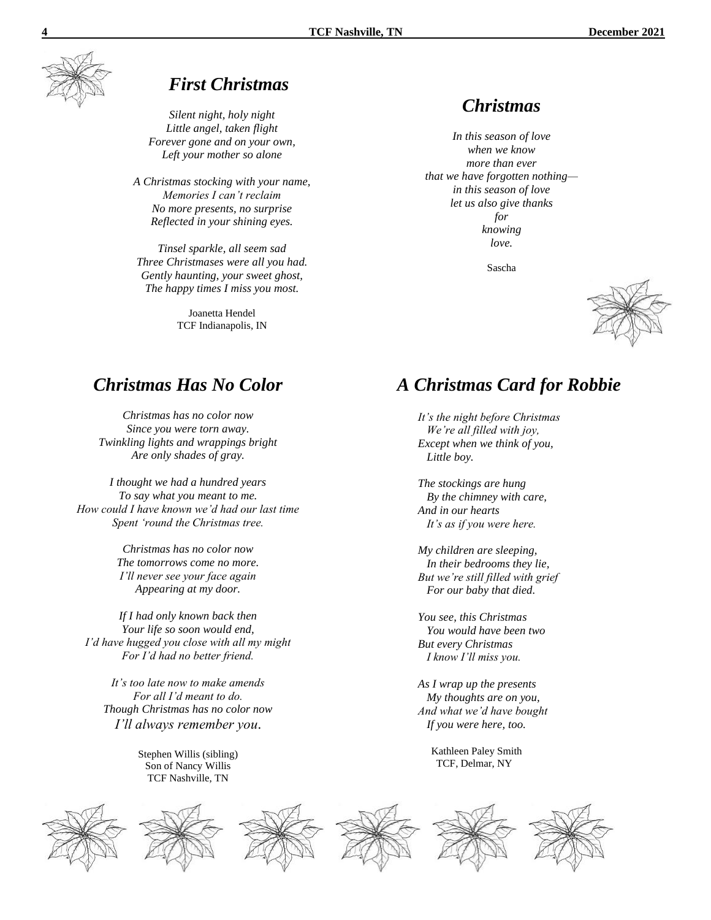## *First Christmas*

*Silent night, holy night*
*Little angel, taken flight*
*Forever gone and on your own,*
*Left your mother so alone*

*A Christmas stocking with your name,*
*Memories I can't reclaim*
*No more presents, no surprise*
*Reflected in your shining eyes.*

*Tinsel sparkle, all seem sad*
*Three Christmases were all you had.*
*Gently haunting, your sweet ghost,*
*The happy times I miss you most.*

Joanetta Hendel
TCF Indianapolis, IN

## *Christmas*

*In this season of love*
*when we know*
*more than ever*
*that we have forgotten nothing—*
*in this season of love*
*let us also give thanks*
*for*
*knowing*
*love.*

Sascha

## *Christmas Has No Color*

*Christmas has no color now*
*Since you were torn away.*
*Twinkling lights and wrappings bright*
*Are only shades of gray.*

*I thought we had a hundred years*
*To say what you meant to me.*
*How could I have known we'd had our last time*
*Spent 'round the Christmas tree.*

*Christmas has no color now*
*The tomorrows come no more.*
*I'll never see your face again*
*Appearing at my door.*

*If I had only known back then*
*Your life so soon would end,*
*I'd have hugged you close with all my might*
*For I'd had no better friend.*

*It's too late now to make amends*
*For all I'd meant to do.*
*Though Christmas has no color now*
*I'll always remember you.*

Stephen Willis (sibling)
Son of Nancy Willis
TCF Nashville, TN

## *A Christmas Card for Robbie*

*It's the night before Christmas*
*We're all filled with joy,*
*Except when we think of you,*
*Little boy.*

*The stockings are hung*
*By the chimney with care,*
*And in our hearts*
*It's as if you were here.*

*My children are sleeping,*
*In their bedrooms they lie,*
*But we're still filled with grief*
*For our baby that died.*

*You see, this Christmas*
*You would have been two*
*But every Christmas*
*I know I'll miss you.*

*As I wrap up the presents*
*My thoughts are on you,*
*And what we'd have bought*
*If you were here, too.*

Kathleen Paley Smith
TCF, Delmar, NY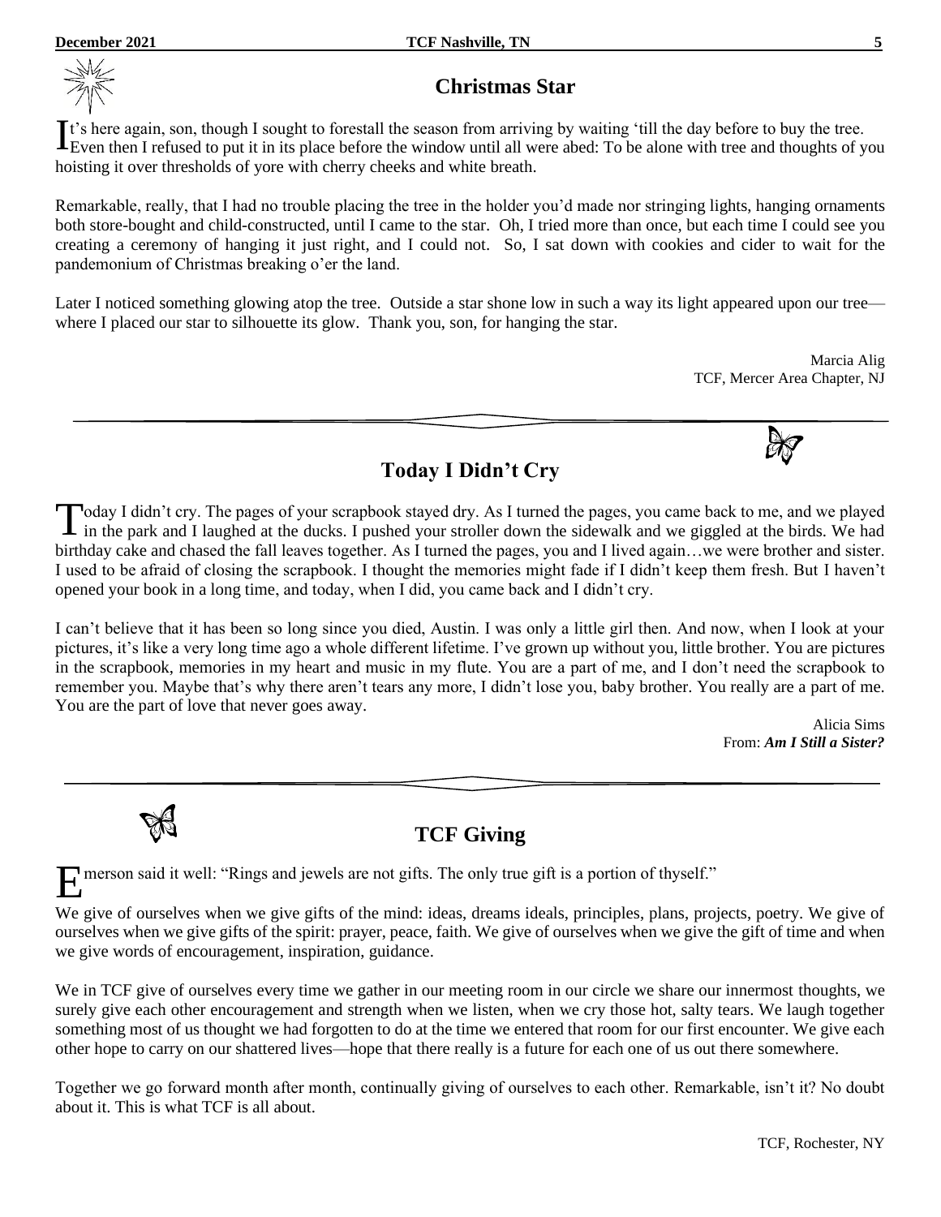## Christmas Star

It's here again, son, though I sought to forestall the season from arriving by waiting 'till the day before to buy the tree. Even then I refused to put it in its place before the window until all were abed: To be alone with tree and thoughts of you hoisting it over thresholds of yore with cherry cheeks and white breath.

Remarkable, really, that I had no trouble placing the tree in the holder you'd made nor stringing lights, hanging ornaments both store-bought and child-constructed, until I came to the star. Oh, I tried more than once, but each time I could see you creating a ceremony of hanging it just right, and I could not. So, I sat down with cookies and cider to wait for the pandemonium of Christmas breaking o'er the land.

Later I noticed something glowing atop the tree. Outside a star shone low in such a way its light appeared upon our tree—where I placed our star to silhouette its glow. Thank you, son, for hanging the star.

Marcia Alig
TCF, Mercer Area Chapter, NJ

---

## Today I Didn't Cry

Today I didn't cry. The pages of your scrapbook stayed dry. As I turned the pages, you came back to me, and we played in the park and I laughed at the ducks. I pushed your stroller down the sidewalk and we giggled at the birds. We had birthday cake and chased the fall leaves together. As I turned the pages, you and I lived again…we were brother and sister. I used to be afraid of closing the scrapbook. I thought the memories might fade if I didn't keep them fresh. But I haven't opened your book in a long time, and today, when I did, you came back and I didn't cry.

I can't believe that it has been so long since you died, Austin. I was only a little girl then. And now, when I look at your pictures, it's like a very long time ago a whole different lifetime. I've grown up without you, little brother. You are pictures in the scrapbook, memories in my heart and music in my flute. You are a part of me, and I don't need the scrapbook to remember you. Maybe that's why there aren't tears any more, I didn't lose you, baby brother. You really are a part of me. You are the part of love that never goes away.

Alicia Sims
From: ***Am I Still a Sister?***

---

## TCF Giving

Emerson said it well: "Rings and jewels are not gifts. The only true gift is a portion of thyself."

We give of ourselves when we give gifts of the mind: ideas, dreams ideals, principles, plans, projects, poetry. We give of ourselves when we give gifts of the spirit: prayer, peace, faith. We give of ourselves when we give the gift of time and when we give words of encouragement, inspiration, guidance.

We in TCF give of ourselves every time we gather in our meeting room in our circle we share our innermost thoughts, we surely give each other encouragement and strength when we listen, when we cry those hot, salty tears. We laugh together something most of us thought we had forgotten to do at the time we entered that room for our first encounter. We give each other hope to carry on our shattered lives—hope that there really is a future for each one of us out there somewhere.

Together we go forward month after month, continually giving of ourselves to each other. Remarkable, isn't it? No doubt about it. This is what TCF is all about.

TCF, Rochester, NY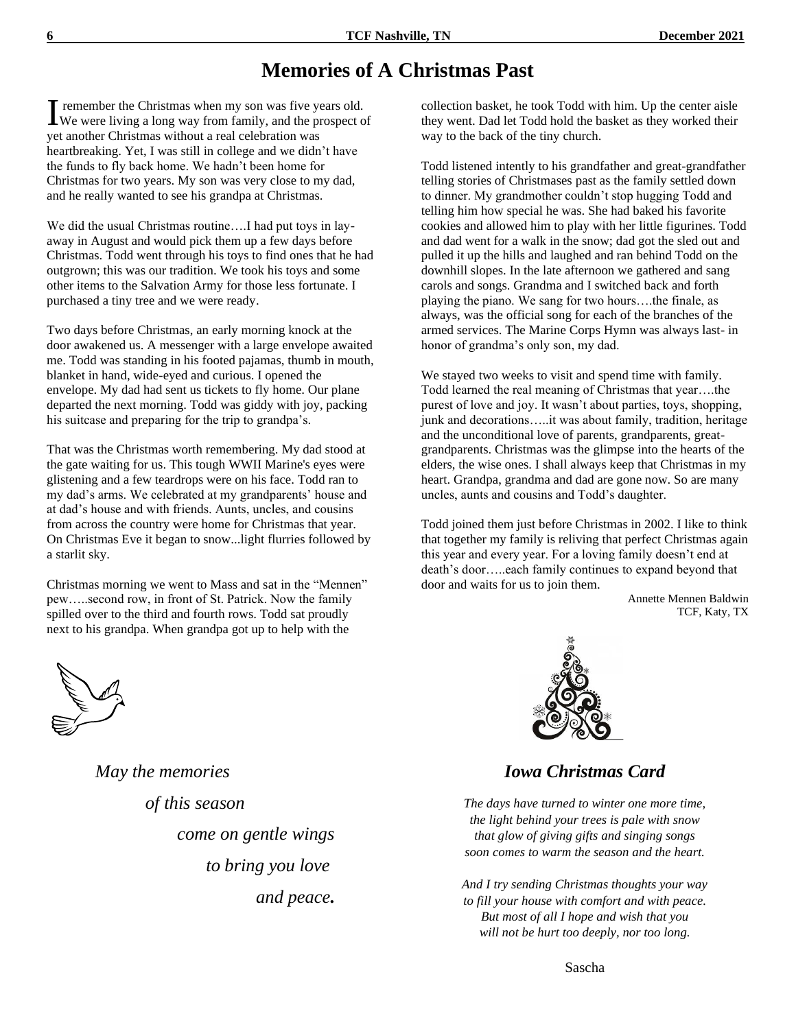# Memories of A Christmas Past

I remember the Christmas when my son was five years old. We were living a long way from family, and the prospect of yet another Christmas without a real celebration was heartbreaking. Yet, I was still in college and we didn't have the funds to fly back home. We hadn't been home for Christmas for two years. My son was very close to my dad, and he really wanted to see his grandpa at Christmas.

We did the usual Christmas routine….I had put toys in lay-away in August and would pick them up a few days before Christmas. Todd went through his toys to find ones that he had outgrown; this was our tradition. We took his toys and some other items to the Salvation Army for those less fortunate. I purchased a tiny tree and we were ready.

Two days before Christmas, an early morning knock at the door awakened us. A messenger with a large envelope awaited me. Todd was standing in his footed pajamas, thumb in mouth, blanket in hand, wide-eyed and curious. I opened the envelope. My dad had sent us tickets to fly home. Our plane departed the next morning. Todd was giddy with joy, packing his suitcase and preparing for the trip to grandpa's.

That was the Christmas worth remembering. My dad stood at the gate waiting for us. This tough WWII Marine's eyes were glistening and a few teardrops were on his face. Todd ran to my dad's arms. We celebrated at my grandparents' house and at dad's house and with friends. Aunts, uncles, and cousins from across the country were home for Christmas that year. On Christmas Eve it began to snow...light flurries followed by a starlit sky.

Christmas morning we went to Mass and sat in the "Mennen" pew…..second row, in front of St. Patrick. Now the family spilled over to the third and fourth rows. Todd sat proudly next to his grandpa. When grandpa got up to help with the collection basket, he took Todd with him. Up the center aisle they went. Dad let Todd hold the basket as they worked their way to the back of the tiny church.

Todd listened intently to his grandfather and great-grandfather telling stories of Christmases past as the family settled down to dinner. My grandmother couldn't stop hugging Todd and telling him how special he was. She had baked his favorite cookies and allowed him to play with her little figurines. Todd and dad went for a walk in the snow; dad got the sled out and pulled it up the hills and laughed and ran behind Todd on the downhill slopes. In the late afternoon we gathered and sang carols and songs. Grandma and I switched back and forth playing the piano. We sang for two hours….the finale, as always, was the official song for each of the branches of the armed services. The Marine Corps Hymn was always last- in honor of grandma's only son, my dad.

We stayed two weeks to visit and spend time with family. Todd learned the real meaning of Christmas that year….the purest of love and joy. It wasn't about parties, toys, shopping, junk and decorations…..it was about family, tradition, heritage and the unconditional love of parents, grandparents, great-grandparents. Christmas was the glimpse into the hearts of the elders, the wise ones. I shall always keep that Christmas in my heart. Grandpa, grandma and dad are gone now. So are many uncles, aunts and cousins and Todd's daughter.

Todd joined them just before Christmas in 2002. I like to think that together my family is reliving that perfect Christmas again this year and every year. For a loving family doesn't end at death's door…..each family continues to expand beyond that door and waits for us to join them.

Annette Mennen Baldwin
TCF, Katy, TX

*May the memories*
*of this season*
*come on gentle wings*
*to bring you love*
*and peace.*

## *Iowa Christmas Card*

*The days have turned to winter one more time,*
*the light behind your trees is pale with snow*
*that glow of giving gifts and singing songs*
*soon comes to warm the season and the heart.*

*And I try sending Christmas thoughts your way*
*to fill your house with comfort and with peace.*
*But most of all I hope and wish that you*
*will not be hurt too deeply, nor too long.*

Sascha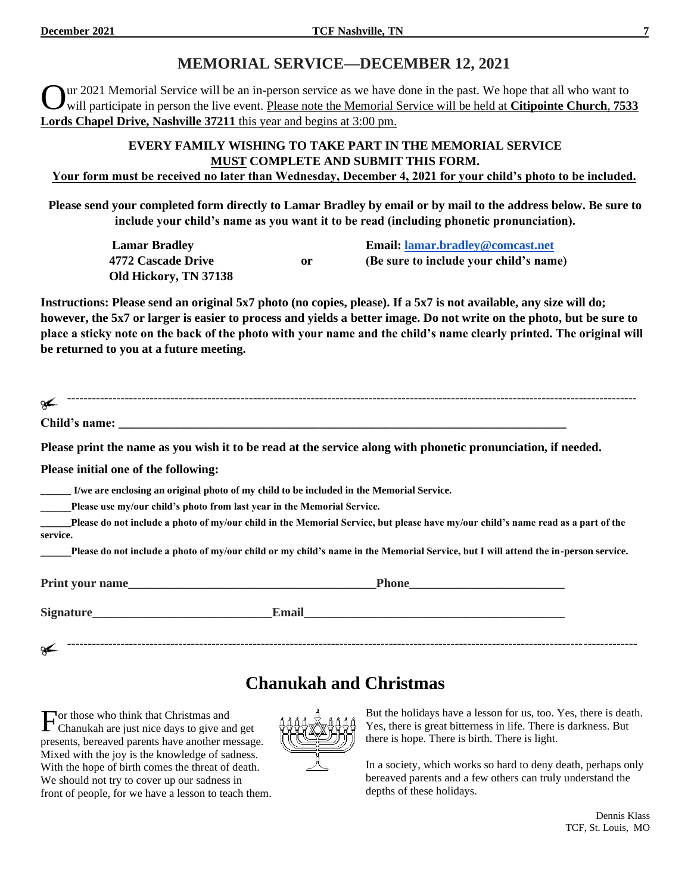# MEMORIAL SERVICE—DECEMBER 12, 2021

Our 2021 Memorial Service will be an in-person service as we have done in the past. We hope that all who want to will participate in person the live event. Please note the Memorial Service will be held at **Citipointe Church**, **7533 Lords Chapel Drive, Nashville 37211** this year and begins at 3:00 pm.

**EVERY FAMILY WISHING TO TAKE PART IN THE MEMORIAL SERVICE**
**MUST COMPLETE AND SUBMIT THIS FORM.**
**Your form must be received no later than Wednesday, December 4, 2021 for your child's photo to be included.**

**Please send your completed form directly to Lamar Bradley by email or by mail to the address below. Be sure to include your child's name as you want it to be read (including phonetic pronunciation).**

| | | |
|---|---|---|
| **Lamar Bradley** | | **Email: lamar.bradley@comcast.net** |
| **4772 Cascade Drive** | **or** | **(Be sure to include your child's name)** |
| **Old Hickory, TN 37138** | | |

**Instructions: Please send an original 5x7 photo (no copies, please). If a 5x7 is not available, any size will do; however, the 5x7 or larger is easier to process and yields a better image. Do not write on the photo, but be sure to place a sticky note on the back of the photo with your name and the child's name clearly printed. The original will be returned to you at a future meeting.**

✂ ---------------------------------------------------------------------------------------------------

**Child's name: ____________________________________________**

**Please print the name as you wish it to be read at the service along with phonetic pronunciation, if needed.**

**Please initial one of the following:**

**______ I/we are enclosing an original photo of my child to be included in the Memorial Service.**

**______Please use my/our child's photo from last year in the Memorial Service.**

**______Please do not include a photo of my/our child in the Memorial Service, but please have my/our child's name read as a part of the service.**

**______Please do not include a photo of my/our child or my child's name in the Memorial Service, but I will attend the in-person service.**

**Print your name________________________________ Phone____________________**

**Signature______________________ Email__________________________________**

✂ ---------------------------------------------------------------------------------------------------

# Chanukah and Christmas

For those who think that Christmas and Chanukah are just nice days to give and get presents, bereaved parents have another message. Mixed with the joy is the knowledge of sadness. With the hope of birth comes the threat of death. We should not try to cover up our sadness in front of people, for we have a lesson to teach them.

But the holidays have a lesson for us, too. Yes, there is death. Yes, there is great bitterness in life. There is darkness. But there is hope. There is birth. There is light.

In a society, which works so hard to deny death, perhaps only bereaved parents and a few others can truly understand the depths of these holidays.

Dennis Klass
TCF, St. Louis, MO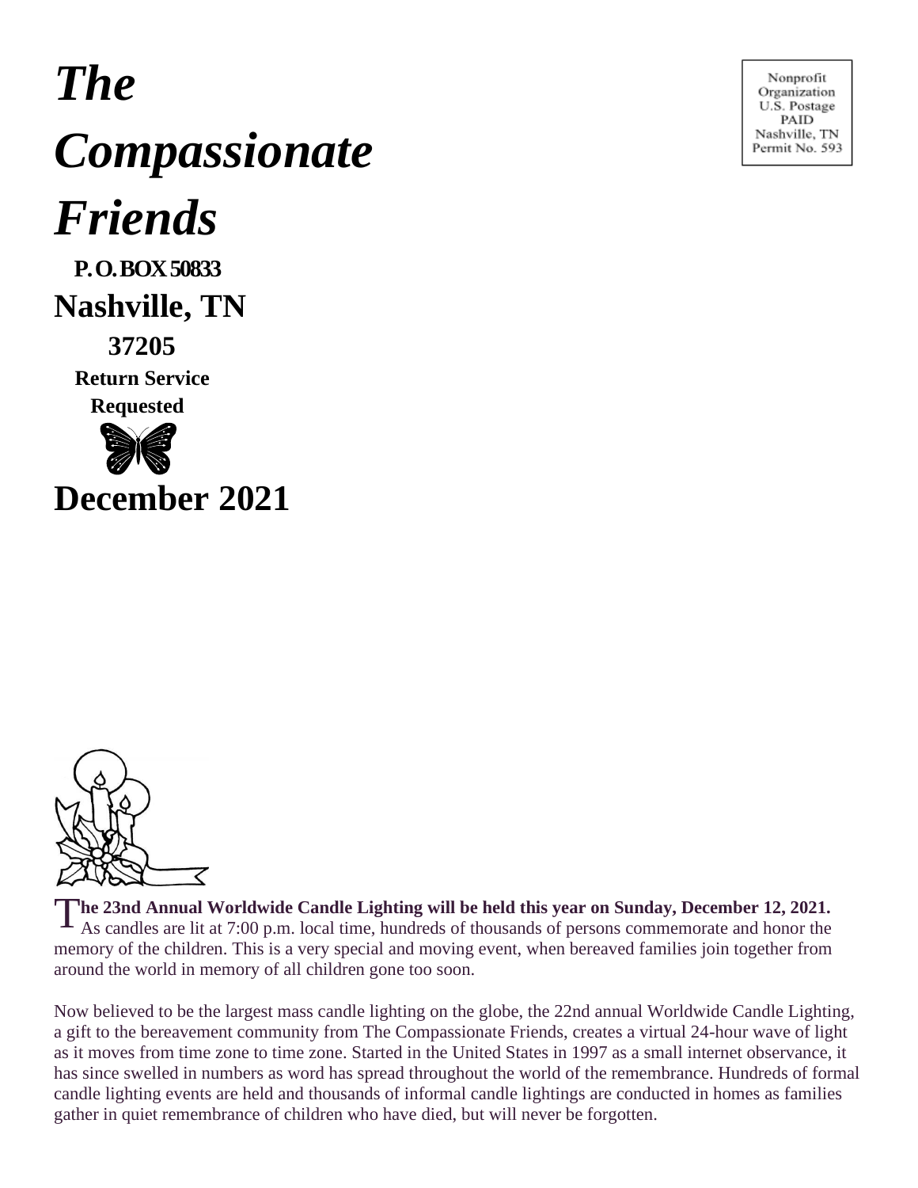# *The Compassionate Friends*

**P.O.BOX 50833**

**Nashville, TN**

**37205**

**Return Service Requested**

Nonprofit
Organization
U.S. Postage
PAID
Nashville, TN
Permit No. 593

## December 2021

**The 23nd Annual Worldwide Candle Lighting will be held this year on Sunday, December 12, 2021.** As candles are lit at 7:00 p.m. local time, hundreds of thousands of persons commemorate and honor the memory of the children. This is a very special and moving event, when bereaved families join together from around the world in memory of all children gone too soon.

Now believed to be the largest mass candle lighting on the globe, the 22nd annual Worldwide Candle Lighting, a gift to the bereavement community from The Compassionate Friends, creates a virtual 24-hour wave of light as it moves from time zone to time zone. Started in the United States in 1997 as a small internet observance, it has since swelled in numbers as word has spread throughout the world of the remembrance. Hundreds of formal candle lighting events are held and thousands of informal candle lightings are conducted in homes as families gather in quiet remembrance of children who have died, but will never be forgotten.